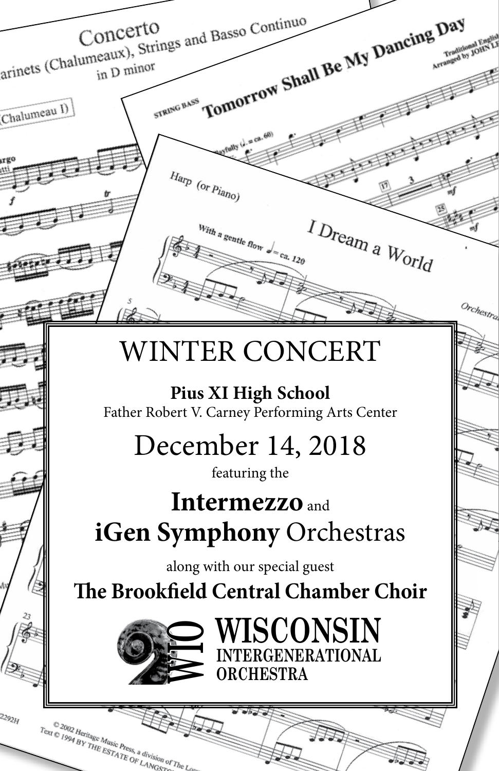# WINTER CONCERT

**Pius XI High School**
Father Robert V. Carney Performing Arts Center

## December 14, 2018

featuring the

## **Intermezzo** and **iGen Symphony** Orchestras

along with our special guest

**The Brookfield Central Chamber Choir**

WIO WISCONSIN INTERGENERATIONAL ORCHESTRA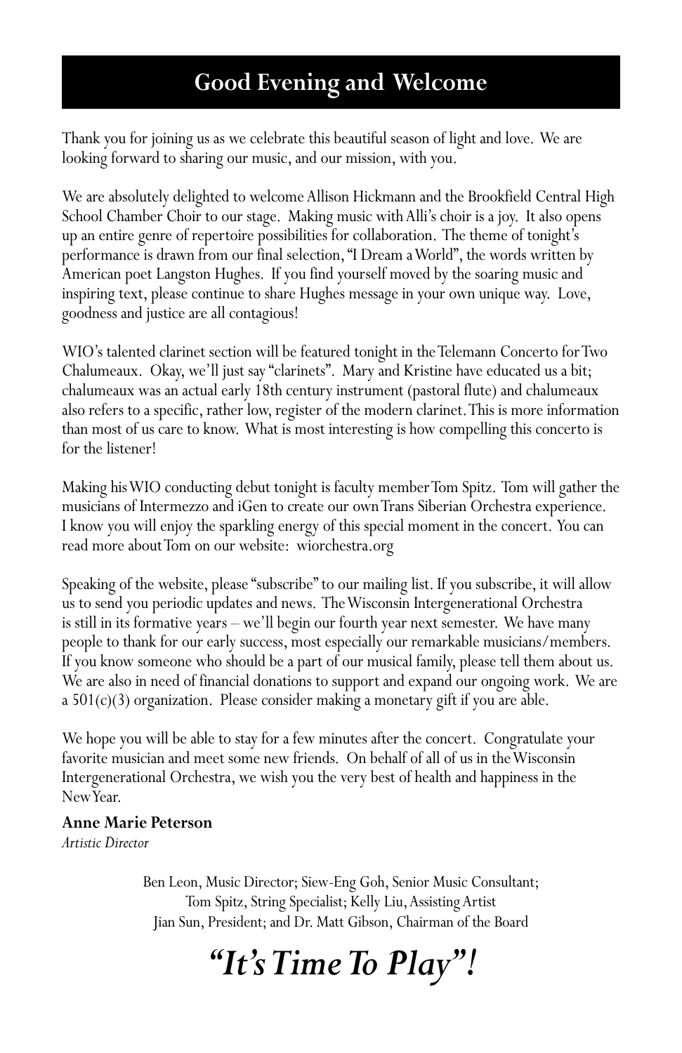## Good Evening and Welcome

Thank you for joining us as we celebrate this beautiful season of light and love. We are looking forward to sharing our music, and our mission, with you.

We are absolutely delighted to welcome Allison Hickmann and the Brookfield Central High School Chamber Choir to our stage. Making music with Alli's choir is a joy. It also opens up an entire genre of repertoire possibilities for collaboration. The theme of tonight's performance is drawn from our final selection, "I Dream a World", the words written by American poet Langston Hughes. If you find yourself moved by the soaring music and inspiring text, please continue to share Hughes message in your own unique way. Love, goodness and justice are all contagious!

WIO's talented clarinet section will be featured tonight in the Telemann Concerto for Two Chalumeaux. Okay, we'll just say "clarinets". Mary and Kristine have educated us a bit; chalumeaux was an actual early 18th century instrument (pastoral flute) and chalumeaux also refers to a specific, rather low, register of the modern clarinet. This is more information than most of us care to know. What is most interesting is how compelling this concerto is for the listener!

Making his WIO conducting debut tonight is faculty member Tom Spitz. Tom will gather the musicians of Intermezzo and iGen to create our own Trans Siberian Orchestra experience. I know you will enjoy the sparkling energy of this special moment in the concert. You can read more about Tom on our website: wiorchestra.org

Speaking of the website, please "subscribe" to our mailing list. If you subscribe, it will allow us to send you periodic updates and news. The Wisconsin Intergenerational Orchestra is still in its formative years – we'll begin our fourth year next semester. We have many people to thank for our early success, most especially our remarkable musicians/members. If you know someone who should be a part of our musical family, please tell them about us. We are also in need of financial donations to support and expand our ongoing work. We are a 501(c)(3) organization. Please consider making a monetary gift if you are able.

We hope you will be able to stay for a few minutes after the concert. Congratulate your favorite musician and meet some new friends. On behalf of all of us in the Wisconsin Intergenerational Orchestra, we wish you the very best of health and happiness in the New Year.

**Anne Marie Peterson**
*Artistic Director*

Ben Leon, Music Director; Siew-Eng Goh, Senior Music Consultant;
Tom Spitz, String Specialist; Kelly Liu, Assisting Artist
Jian Sun, President; and Dr. Matt Gibson, Chairman of the Board

***"It's Time To Play"!***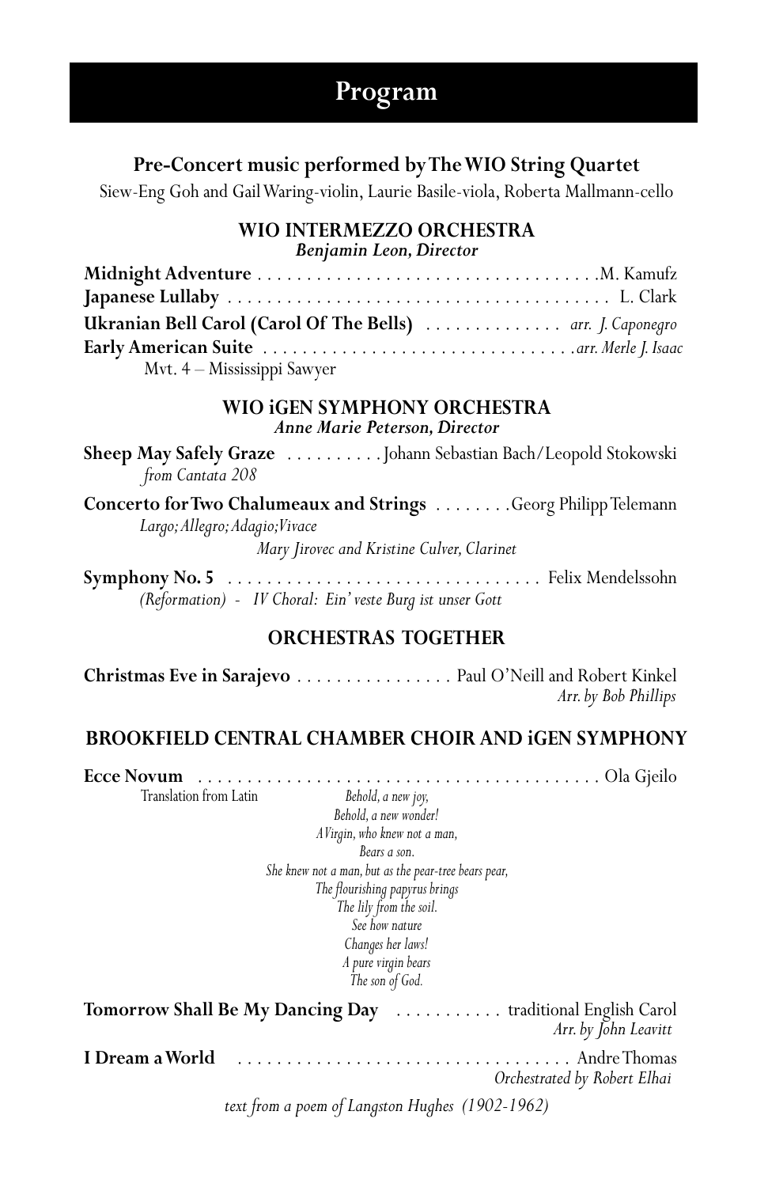# Program

### Pre-Concert music performed by The WIO String Quartet

Siew-Eng Goh and Gail Waring-violin, Laurie Basile-viola, Roberta Mallmann-cello

### WIO INTERMEZZO ORCHESTRA

***Benjamin Leon, Director***

**Midnight Adventure** . . . . . . . . . . . . . . . . . . . . . . . . . . . . . . . . . . .M. Kamufz

**Japanese Lullaby** . . . . . . . . . . . . . . . . . . . . . . . . . . . . . . . . . . . . . . . L. Clark

**Ukranian Bell Carol (Carol Of The Bells)** . . . . . . . . . . . . . . *arr. J. Caponegro*

**Early American Suite** . . . . . . . . . . . . . . . . . . . . . . . . . . . . . . . .*arr. Merle J. Isaac*

Mvt. 4 – Mississippi Sawyer

### WIO iGEN SYMPHONY ORCHESTRA

***Anne Marie Peterson, Director***

**Sheep May Safely Graze** . . . . . . . . . . Johann Sebastian Bach/Leopold Stokowski

*from Cantata 208*

**Concerto for Two Chalumeaux and Strings** . . . . . . . .Georg Philipp Telemann

*Largo; Allegro; Adagio; Vivace*

*Mary Jirovec and Kristine Culver, Clarinet*

**Symphony No. 5** . . . . . . . . . . . . . . . . . . . . . . . . . . . . . . . . Felix Mendelssohn

*(Reformation) - IV Choral: Ein' veste Burg ist unser Gott*

### ORCHESTRAS TOGETHER

**Christmas Eve in Sarajevo** . . . . . . . . . . . . . . . . Paul O'Neill and Robert Kinkel

*Arr. by Bob Phillips*

### BROOKFIELD CENTRAL CHAMBER CHOIR AND iGEN SYMPHONY

**Ecce Novum** . . . . . . . . . . . . . . . . . . . . . . . . . . . . . . . . . . . . . . . . . Ola Gjeilo

Translation from Latin

*Behold, a new joy,*
*Behold, a new wonder!*
*A Virgin, who knew not a man,*
*Bears a son.*
*She knew not a man, but as the pear-tree bears pear,*
*The flourishing papyrus brings*
*The lily from the soil.*
*See how nature*
*Changes her laws!*
*A pure virgin bears*
*The son of God.*

**Tomorrow Shall Be My Dancing Day** . . . . . . . . . . . traditional English Carol

*Arr. by John Leavitt*

**I Dream a World** . . . . . . . . . . . . . . . . . . . . . . . . . . . . . . . . . . . Andre Thomas

*Orchestrated by Robert Elhai*

*text from a poem of Langston Hughes (1902-1962)*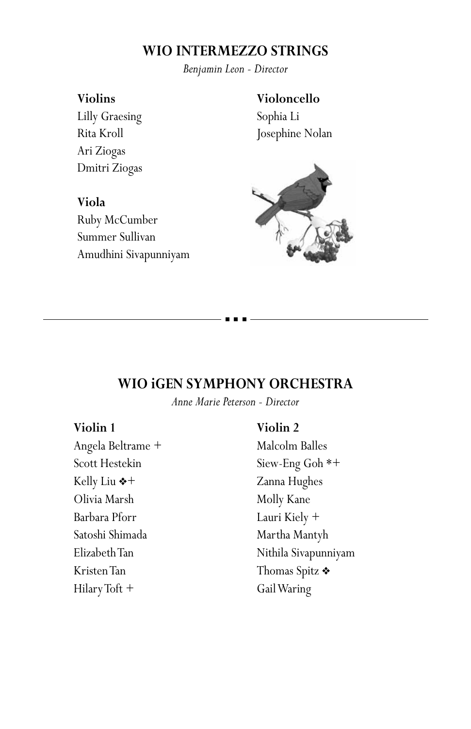## WIO INTERMEZZO STRINGS

*Benjamin Leon - Director*

**Violins**
Lilly Graesing
Rita Kroll
Ari Ziogas
Dmitri Ziogas

**Viola**
Ruby McCumber
Summer Sullivan
Amudhini Sivapunniyam

**Violoncello**
Sophia Li
Josephine Nolan

---

## WIO iGEN SYMPHONY ORCHESTRA

*Anne Marie Peterson - Director*

**Violin 1**
Angela Beltrame +
Scott Hestekin
Kelly Liu ❖+
Olivia Marsh
Barbara Pforr
Satoshi Shimada
Elizabeth Tan
Kristen Tan
Hilary Toft +

**Violin 2**
Malcolm Balles
Siew-Eng Goh *+
Zanna Hughes
Molly Kane
Lauri Kiely +
Martha Mantyh
Nithila Sivapunniyam
Thomas Spitz ❖
Gail Waring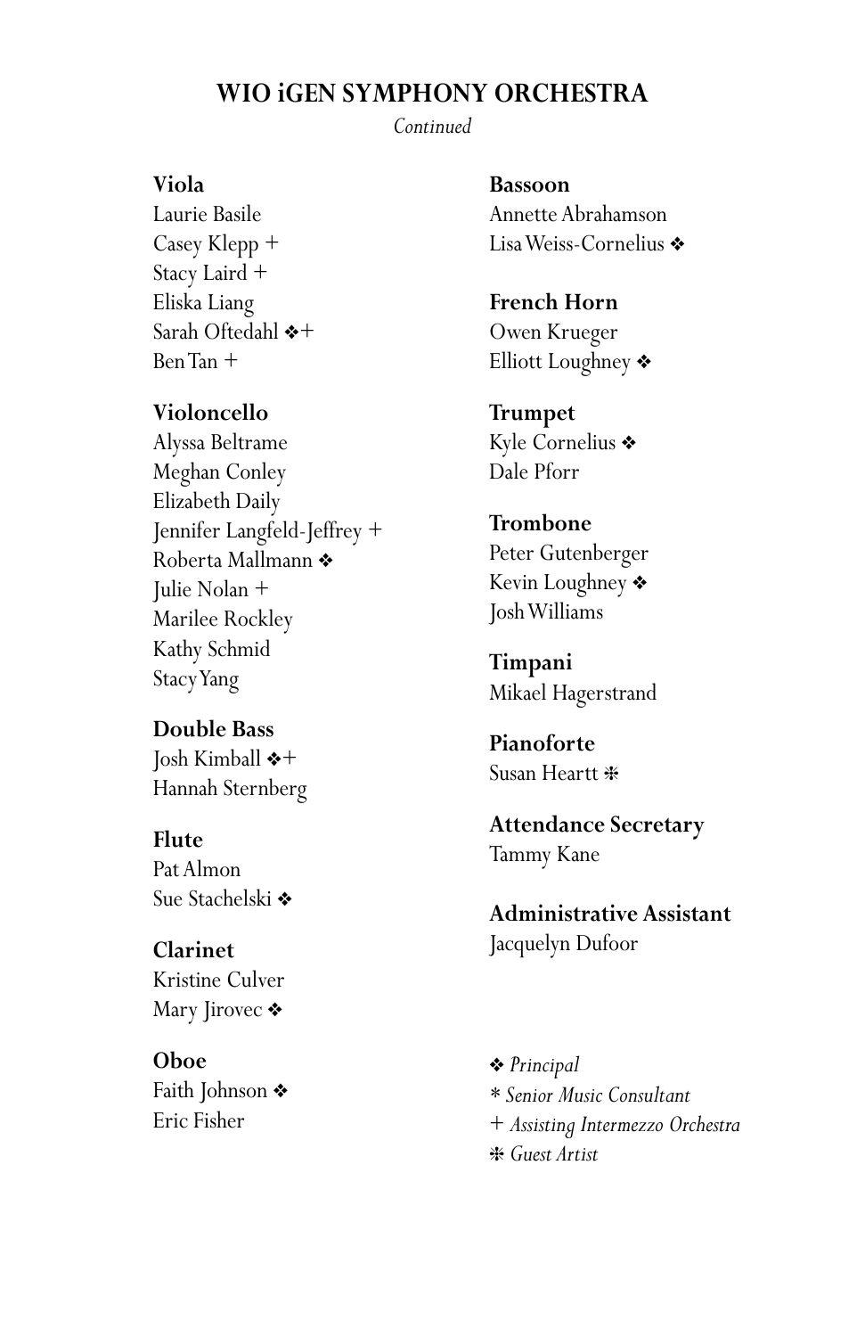## WIO iGEN SYMPHONY ORCHESTRA

*Continued*

**Viola**
Laurie Basile
Casey Klepp +
Stacy Laird +
Eliska Liang
Sarah Oftedahl ❖+
Ben Tan +

**Violoncello**
Alyssa Beltrame
Meghan Conley
Elizabeth Daily
Jennifer Langfeld-Jeffrey +
Roberta Mallmann ❖
Julie Nolan +
Marilee Rockley
Kathy Schmid
Stacy Yang

**Double Bass**
Josh Kimball ❖+
Hannah Sternberg

**Flute**
Pat Almon
Sue Stachelski ❖

**Clarinet**
Kristine Culver
Mary Jirovec ❖

**Oboe**
Faith Johnson ❖
Eric Fisher

**Bassoon**
Annette Abrahamson
Lisa Weiss-Cornelius ❖

**French Horn**
Owen Krueger
Elliott Loughney ❖

**Trumpet**
Kyle Cornelius ❖
Dale Pforr

**Trombone**
Peter Gutenberger
Kevin Loughney ❖
Josh Williams

**Timpani**
Mikael Hagerstrand

**Pianoforte**
Susan Heartt ❇

**Attendance Secretary**
Tammy Kane

**Administrative Assistant**
Jacquelyn Dufoor

❖ *Principal*
* *Senior Music Consultant*
+ *Assisting Intermezzo Orchestra*
❇ *Guest Artist*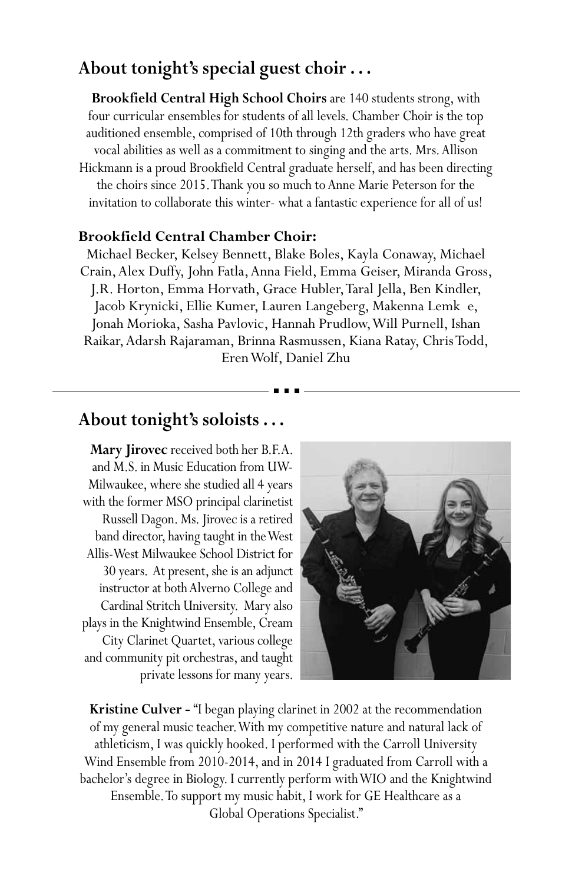## About tonight's special guest choir . . .

**Brookfield Central High School Choirs** are 140 students strong, with four curricular ensembles for students of all levels. Chamber Choir is the top auditioned ensemble, comprised of 10th through 12th graders who have great vocal abilities as well as a commitment to singing and the arts. Mrs. Allison Hickmann is a proud Brookfield Central graduate herself, and has been directing the choirs since 2015. Thank you so much to Anne Marie Peterson for the invitation to collaborate this winter- what a fantastic experience for all of us!

**Brookfield Central Chamber Choir:**

Michael Becker, Kelsey Bennett, Blake Boles, Kayla Conaway, Michael Crain, Alex Duffy, John Fatla, Anna Field, Emma Geiser, Miranda Gross, J.R. Horton, Emma Horvath, Grace Hubler, Taral Jella, Ben Kindler, Jacob Krynicki, Ellie Kumer, Lauren Langeberg, Makenna Lemk e, Jonah Morioka, Sasha Pavlovic, Hannah Prudlow, Will Purnell, Ishan Raikar, Adarsh Rajaraman, Brinna Rasmussen, Kiana Ratay, Chris Todd, Eren Wolf, Daniel Zhu

---

## About tonight's soloists . . .

**Mary Jirovec** received both her B.F.A. and M.S. in Music Education from UW-Milwaukee, where she studied all 4 years with the former MSO principal clarinetist Russell Dagon. Ms. Jirovec is a retired band director, having taught in the West Allis-West Milwaukee School District for 30 years. At present, she is an adjunct instructor at both Alverno College and Cardinal Stritch University. Mary also plays in the Knightwind Ensemble, Cream City Clarinet Quartet, various college and community pit orchestras, and taught private lessons for many years.

**Kristine Culver -** "I began playing clarinet in 2002 at the recommendation of my general music teacher. With my competitive nature and natural lack of athleticism, I was quickly hooked. I performed with the Carroll University Wind Ensemble from 2010-2014, and in 2014 I graduated from Carroll with a bachelor's degree in Biology. I currently perform with WIO and the Knightwind Ensemble. To support my music habit, I work for GE Healthcare as a Global Operations Specialist."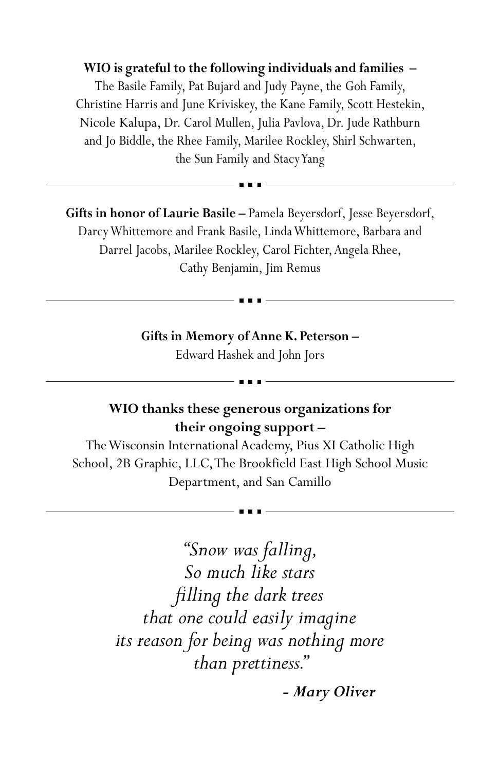**WIO is grateful to the following individuals and families –**
The Basile Family, Pat Bujard and Judy Payne, the Goh Family, Christine Harris and June Kriviskey, the Kane Family, Scott Hestekin, Nicole Kalupa, Dr. Carol Mullen, Julia Pavlova, Dr. Jude Rathburn and Jo Biddle, the Rhee Family, Marilee Rockley, Shirl Schwarten, the Sun Family and Stacy Yang

---

**Gifts in honor of Laurie Basile –** Pamela Beyersdorf, Jesse Beyersdorf, Darcy Whittemore and Frank Basile, Linda Whittemore, Barbara and Darrel Jacobs, Marilee Rockley, Carol Fichter, Angela Rhee, Cathy Benjamin, Jim Remus

---

**Gifts in Memory of Anne K. Peterson –**
Edward Hashek and John Jors

---

**WIO thanks these generous organizations for their ongoing support –**
The Wisconsin International Academy, Pius XI Catholic High School, 2B Graphic, LLC, The Brookfield East High School Music Department, and San Camillo

---

*"Snow was falling,*
*So much like stars*
*filling the dark trees*
*that one could easily imagine*
*its reason for being was nothing more*
*than prettiness."*

***- Mary Oliver***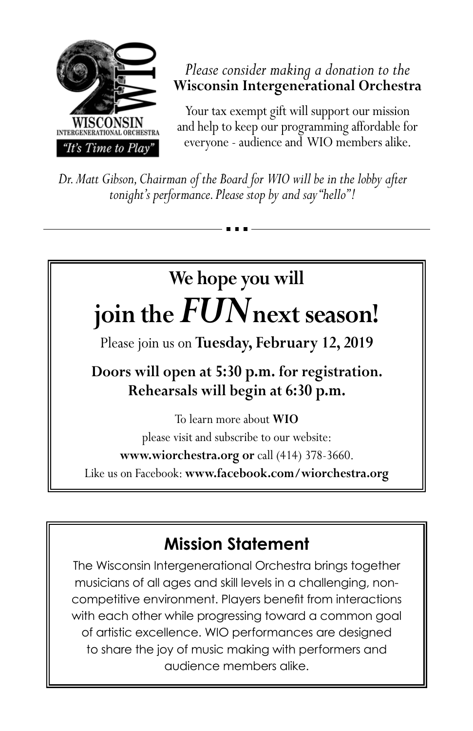WISCONSIN INTERGENERATIONAL ORCHESTRA

"It's Time to Play"

*Please consider making a donation to the*
**Wisconsin Intergenerational Orchestra**

Your tax exempt gift will support our mission and help to keep our programming affordable for everyone - audience and WIO members alike.

*Dr. Matt Gibson, Chairman of the Board for WIO will be in the lobby after tonight's performance. Please stop by and say "hello"!*

---

## We hope you will join the *FUN* next season!

Please join us on **Tuesday, February 12, 2019**

**Doors will open at 5:30 p.m. for registration.**
**Rehearsals will begin at 6:30 p.m.**

To learn more about **WIO**
please visit and subscribe to our website:
**www.wiorchestra.org or** call (414) 378-3660.
Like us on Facebook: **www.facebook.com/wiorchestra.org**

## Mission Statement

The Wisconsin Intergenerational Orchestra brings together musicians of all ages and skill levels in a challenging, non-competitive environment. Players benefit from interactions with each other while progressing toward a common goal of artistic excellence. WIO performances are designed to share the joy of music making with performers and audience members alike.